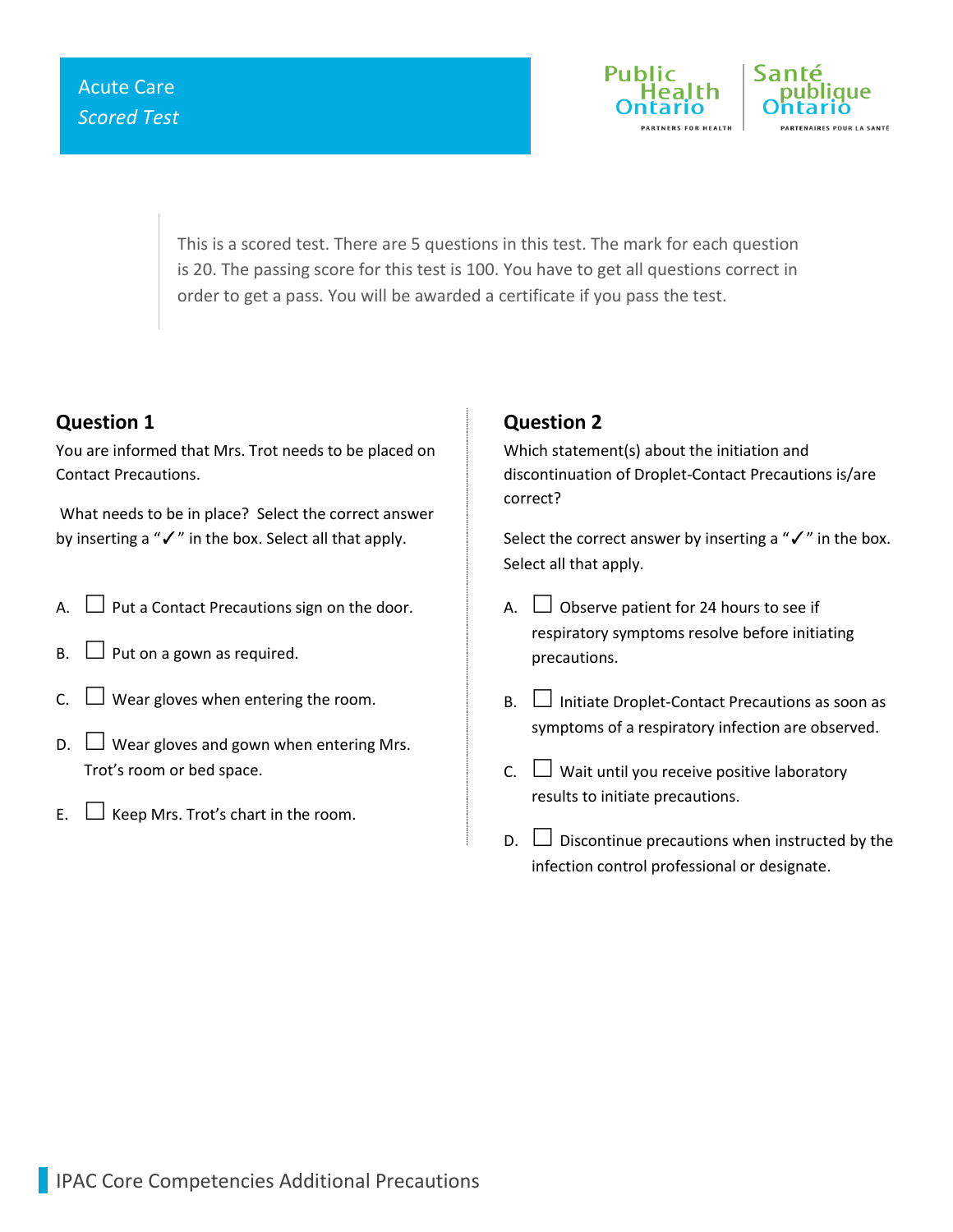Acute Care

*Scored Test*

This is a scored test. There are 5 questions in this test. The mark for each question is 20. The passing score for this test is 100. You have to get all questions correct in order to get a pass. You will be awarded a certificate if you pass the test.

## Question 1

You are informed that Mrs. Trot needs to be placed on Contact Precautions.

What needs to be in place? Select the correct answer by inserting a "✓" in the box. Select all that apply.

A. ☐ Put a Contact Precautions sign on the door.

B. ☐ Put on a gown as required.

C. ☐ Wear gloves when entering the room.

D. ☐ Wear gloves and gown when entering Mrs. Trot's room or bed space.

E. ☐ Keep Mrs. Trot's chart in the room.

## Question 2

Which statement(s) about the initiation and discontinuation of Droplet-Contact Precautions is/are correct?

Select the correct answer by inserting a "✓" in the box. Select all that apply.

A. ☐ Observe patient for 24 hours to see if respiratory symptoms resolve before initiating precautions.

B. ☐ Initiate Droplet-Contact Precautions as soon as symptoms of a respiratory infection are observed.

C. ☐ Wait until you receive positive laboratory results to initiate precautions.

D. ☐ Discontinue precautions when instructed by the infection control professional or designate.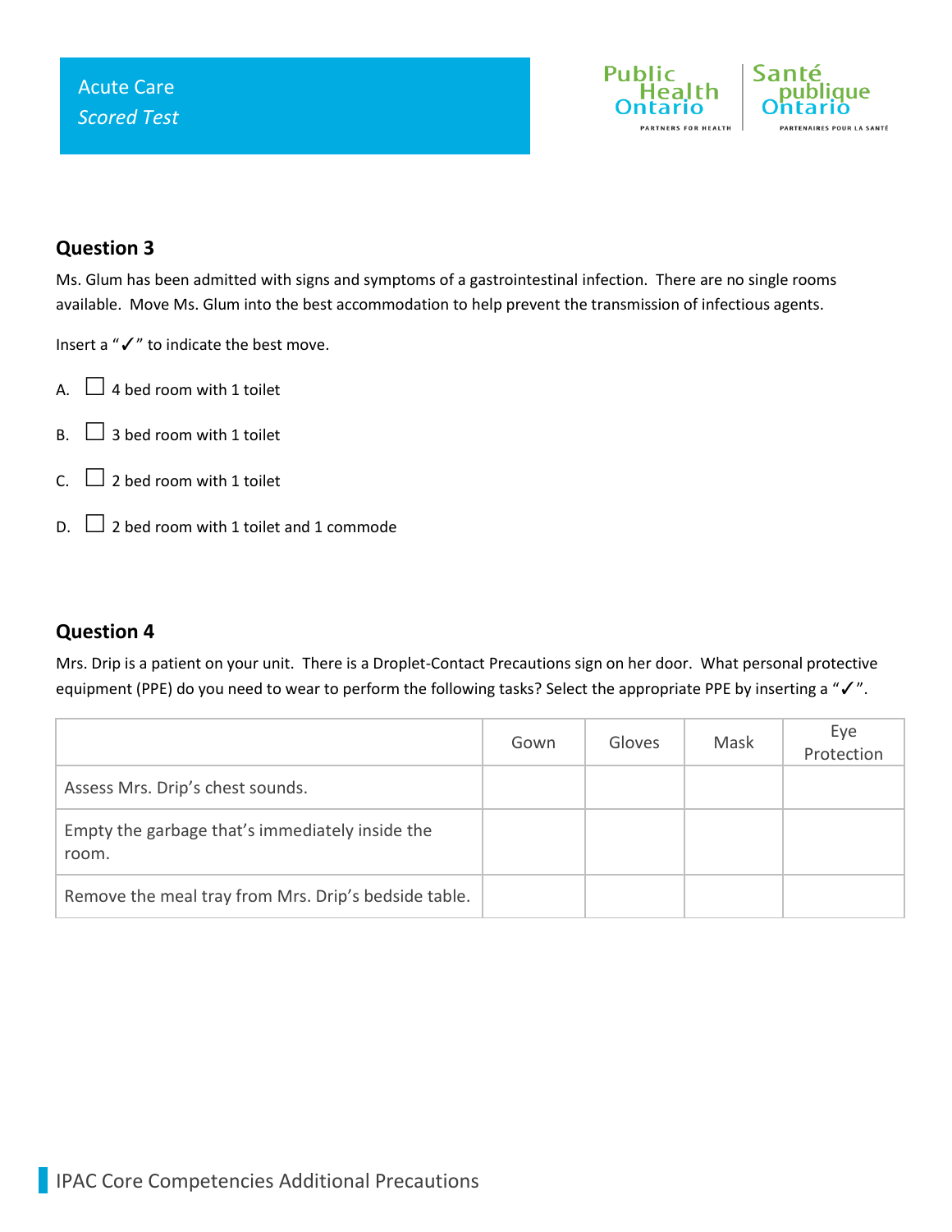Acute Care
*Scored Test*

## Question 3

Ms. Glum has been admitted with signs and symptoms of a gastrointestinal infection. There are no single rooms available. Move Ms. Glum into the best accommodation to help prevent the transmission of infectious agents.

Insert a "✓" to indicate the best move.

A. ☐ 4 bed room with 1 toilet

B. ☐ 3 bed room with 1 toilet

C. ☐ 2 bed room with 1 toilet

D. ☐ 2 bed room with 1 toilet and 1 commode

## Question 4

Mrs. Drip is a patient on your unit. There is a Droplet-Contact Precautions sign on her door. What personal protective equipment (PPE) do you need to wear to perform the following tasks? Select the appropriate PPE by inserting a "✓".

| | Gown | Gloves | Mask | Eye Protection |
|---|---|---|---|---|
| Assess Mrs. Drip's chest sounds. | | | | |
| Empty the garbage that's immediately inside the room. | | | | |
| Remove the meal tray from Mrs. Drip's bedside table. | | | | |

IPAC Core Competencies Additional Precautions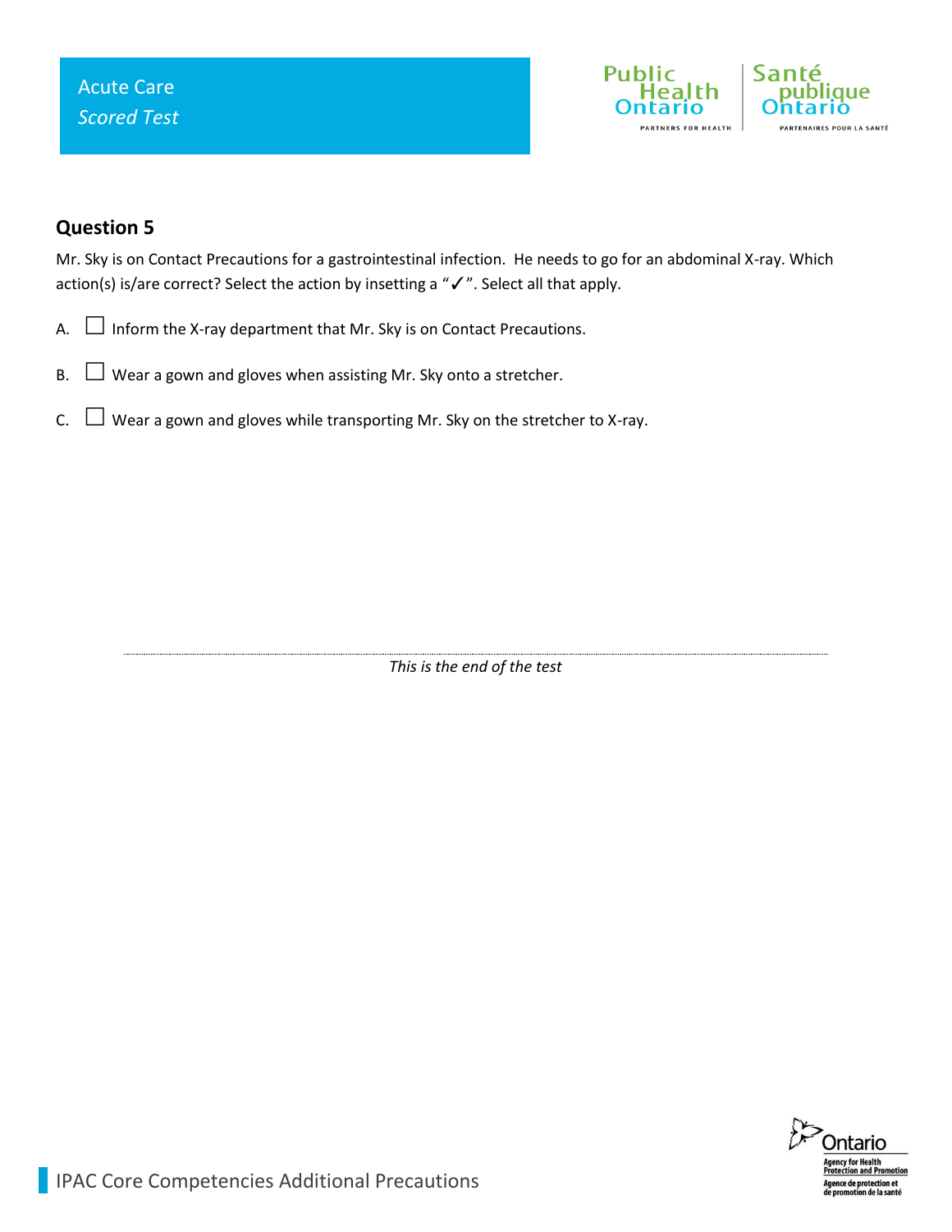## Question 5

Mr. Sky is on Contact Precautions for a gastrointestinal infection. He needs to go for an abdominal X-ray. Which action(s) is/are correct? Select the action by insetting a "✓". Select all that apply.

A. ☐ Inform the X-ray department that Mr. Sky is on Contact Precautions.

B. ☐ Wear a gown and gloves when assisting Mr. Sky onto a stretcher.

C. ☐ Wear a gown and gloves while transporting Mr. Sky on the stretcher to X-ray.

---

*This is the end of the test*